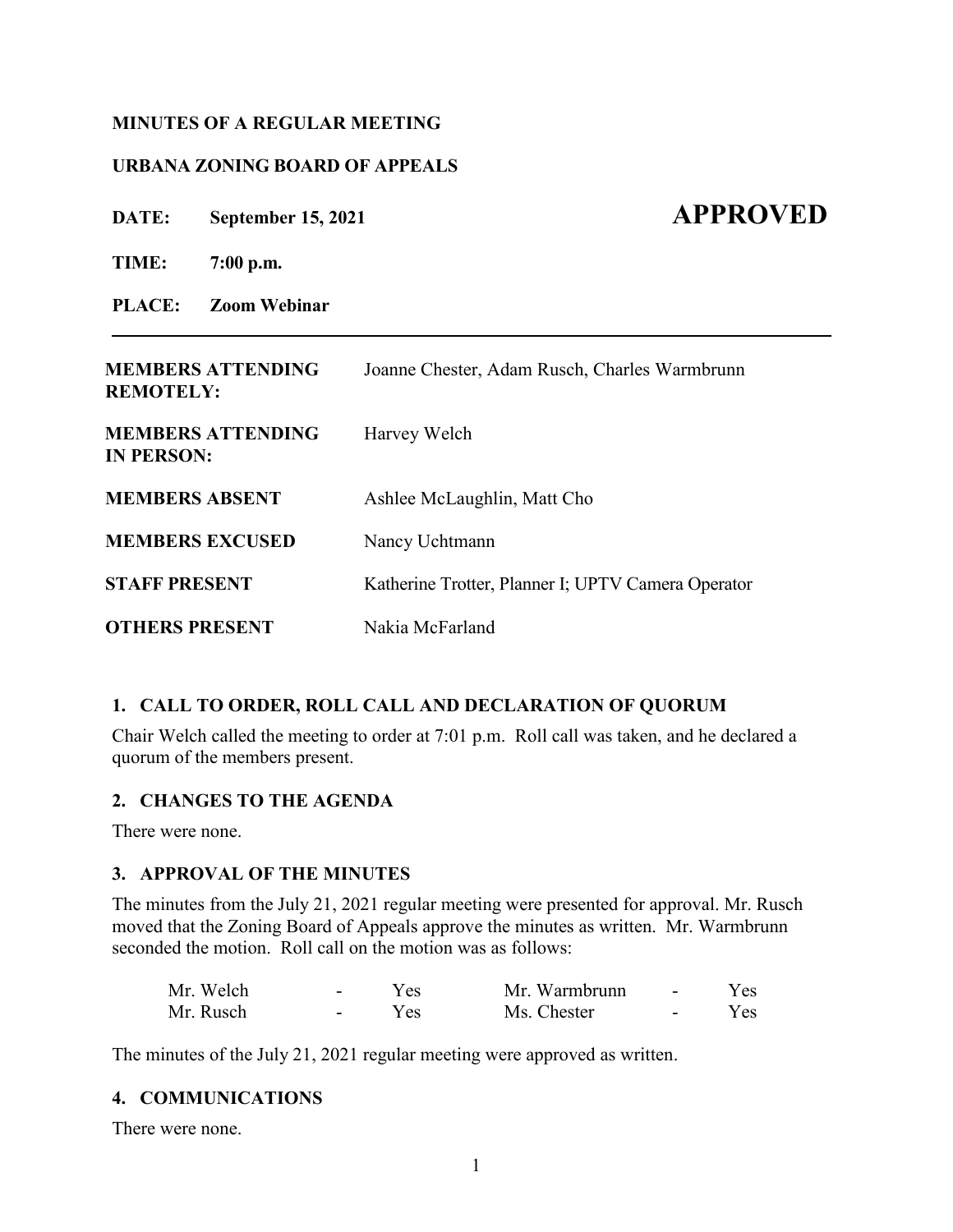**MINUTES OF A REGULAR MEETING**

**URBANA ZONING BOARD OF APPEALS**

**DATE:** **September 15, 2021** **APPROVED**

**TIME:** **7:00 p.m.**

**PLACE:** **Zoom Webinar**

---

| | |
|---|---|
| **MEMBERS ATTENDING REMOTELY:** | Joanne Chester, Adam Rusch, Charles Warmbrunn |
| **MEMBERS ATTENDING IN PERSON:** | Harvey Welch |
| **MEMBERS ABSENT** | Ashlee McLaughlin, Matt Cho |
| **MEMBERS EXCUSED** | Nancy Uchtmann |
| **STAFF PRESENT** | Katherine Trotter, Planner I; UPTV Camera Operator |
| **OTHERS PRESENT** | Nakia McFarland |

## 1. CALL TO ORDER, ROLL CALL AND DECLARATION OF QUORUM

Chair Welch called the meeting to order at 7:01 p.m. Roll call was taken, and he declared a quorum of the members present.

## 2. CHANGES TO THE AGENDA

There were none.

## 3. APPROVAL OF THE MINUTES

The minutes from the July 21, 2021 regular meeting were presented for approval. Mr. Rusch moved that the Zoning Board of Appeals approve the minutes as written. Mr. Warmbrunn seconded the motion. Roll call on the motion was as follows:

| | | | | | |
|---|---|---|---|---|---|
| Mr. Welch | - | Yes | Mr. Warmbrunn | - | Yes |
| Mr. Rusch | - | Yes | Ms. Chester | - | Yes |

The minutes of the July 21, 2021 regular meeting were approved as written.

## 4. COMMUNICATIONS

There were none.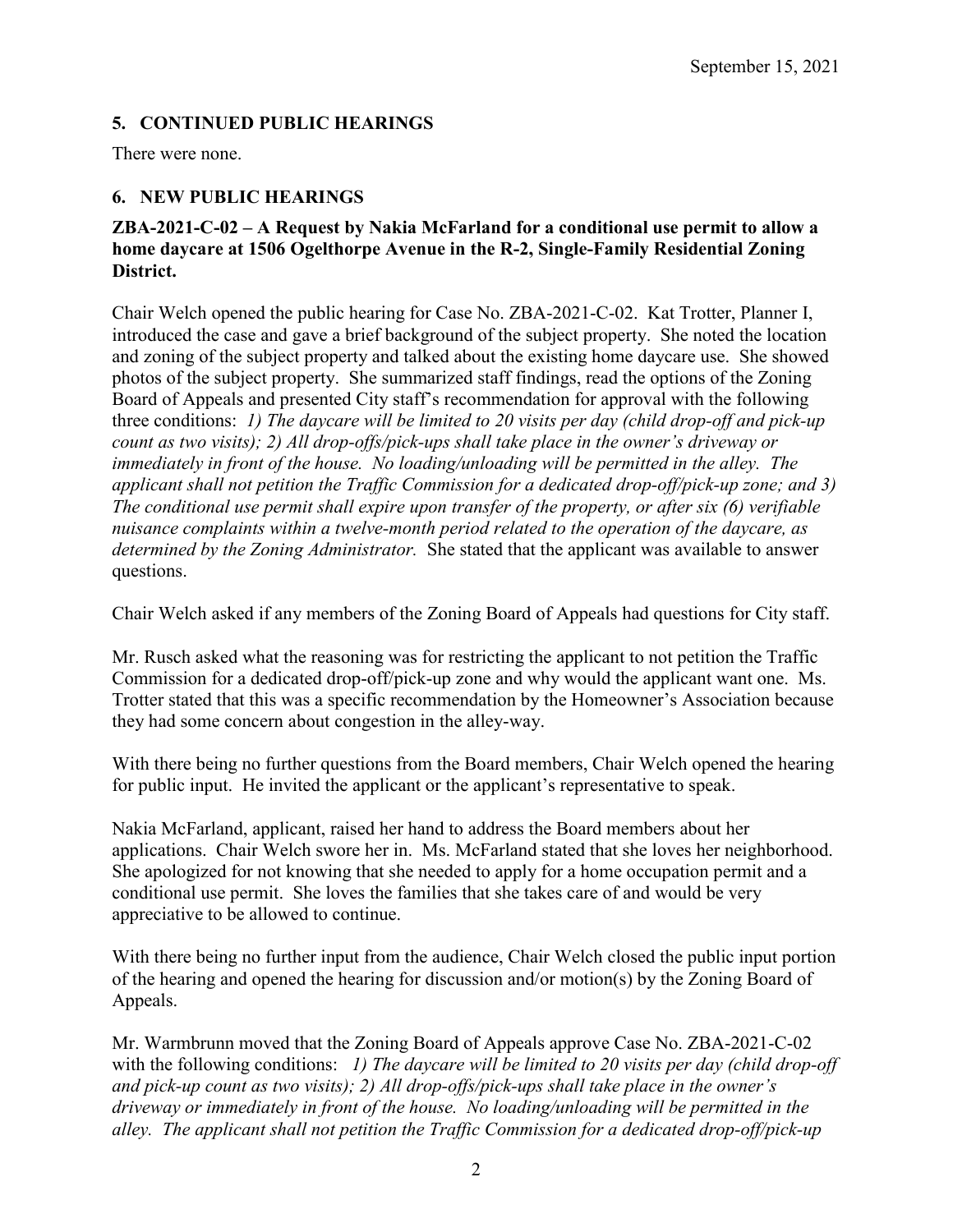## 5. CONTINUED PUBLIC HEARINGS

There were none.

## 6. NEW PUBLIC HEARINGS

**ZBA-2021-C-02 – A Request by Nakia McFarland for a conditional use permit to allow a home daycare at 1506 Ogelthorpe Avenue in the R-2, Single-Family Residential Zoning District.**

Chair Welch opened the public hearing for Case No. ZBA-2021-C-02. Kat Trotter, Planner I, introduced the case and gave a brief background of the subject property. She noted the location and zoning of the subject property and talked about the existing home daycare use. She showed photos of the subject property. She summarized staff findings, read the options of the Zoning Board of Appeals and presented City staff's recommendation for approval with the following three conditions: *1) The daycare will be limited to 20 visits per day (child drop-off and pick-up count as two visits); 2) All drop-offs/pick-ups shall take place in the owner's driveway or immediately in front of the house. No loading/unloading will be permitted in the alley. The applicant shall not petition the Traffic Commission for a dedicated drop-off/pick-up zone; and 3) The conditional use permit shall expire upon transfer of the property, or after six (6) verifiable nuisance complaints within a twelve-month period related to the operation of the daycare, as determined by the Zoning Administrator.* She stated that the applicant was available to answer questions.

Chair Welch asked if any members of the Zoning Board of Appeals had questions for City staff.

Mr. Rusch asked what the reasoning was for restricting the applicant to not petition the Traffic Commission for a dedicated drop-off/pick-up zone and why would the applicant want one. Ms. Trotter stated that this was a specific recommendation by the Homeowner's Association because they had some concern about congestion in the alley-way.

With there being no further questions from the Board members, Chair Welch opened the hearing for public input. He invited the applicant or the applicant's representative to speak.

Nakia McFarland, applicant, raised her hand to address the Board members about her applications. Chair Welch swore her in. Ms. McFarland stated that she loves her neighborhood. She apologized for not knowing that she needed to apply for a home occupation permit and a conditional use permit. She loves the families that she takes care of and would be very appreciative to be allowed to continue.

With there being no further input from the audience, Chair Welch closed the public input portion of the hearing and opened the hearing for discussion and/or motion(s) by the Zoning Board of Appeals.

Mr. Warmbrunn moved that the Zoning Board of Appeals approve Case No. ZBA-2021-C-02 with the following conditions: *1) The daycare will be limited to 20 visits per day (child drop-off and pick-up count as two visits); 2) All drop-offs/pick-ups shall take place in the owner's driveway or immediately in front of the house. No loading/unloading will be permitted in the alley. The applicant shall not petition the Traffic Commission for a dedicated drop-off/pick-up*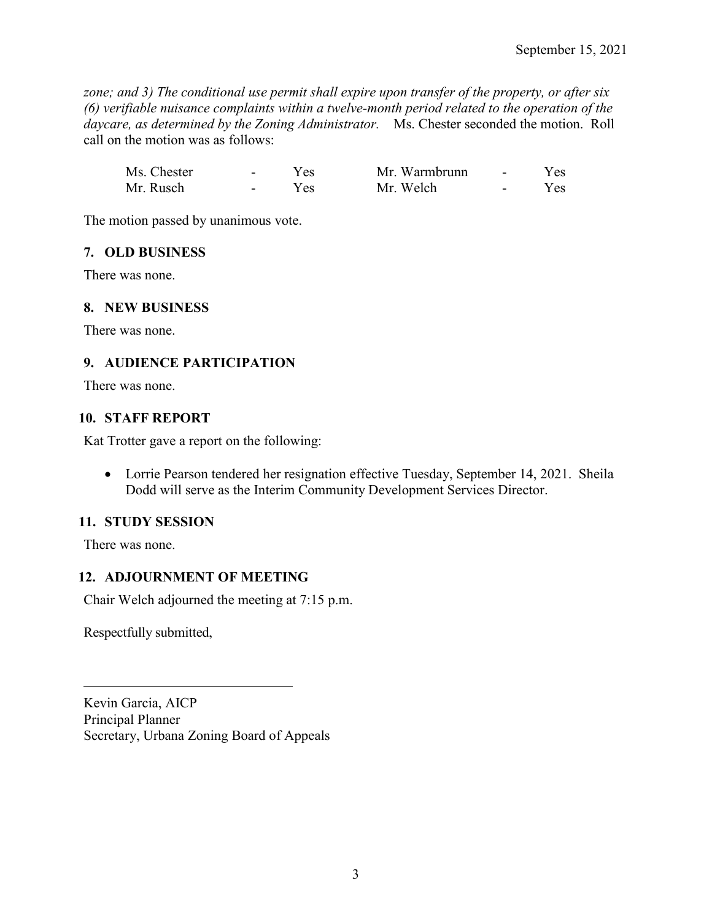*zone; and 3) The conditional use permit shall expire upon transfer of the property, or after six (6) verifiable nuisance complaints within a twelve-month period related to the operation of the daycare, as determined by the Zoning Administrator.* Ms. Chester seconded the motion. Roll call on the motion was as follows:

| | | | | | |
|---|---|---|---|---|---|
| Ms. Chester | - | Yes | Mr. Warmbrunn | - | Yes |
| Mr. Rusch | - | Yes | Mr. Welch | - | Yes |

The motion passed by unanimous vote.

## 7. OLD BUSINESS

There was none.

## 8. NEW BUSINESS

There was none.

## 9. AUDIENCE PARTICIPATION

There was none.

## 10. STAFF REPORT

Kat Trotter gave a report on the following:

- Lorrie Pearson tendered her resignation effective Tuesday, September 14, 2021. Sheila Dodd will serve as the Interim Community Development Services Director.

## 11. STUDY SESSION

There was none.

## 12. ADJOURNMENT OF MEETING

Chair Welch adjourned the meeting at 7:15 p.m.

Respectfully submitted,

Kevin Garcia, AICP
Principal Planner
Secretary, Urbana Zoning Board of Appeals